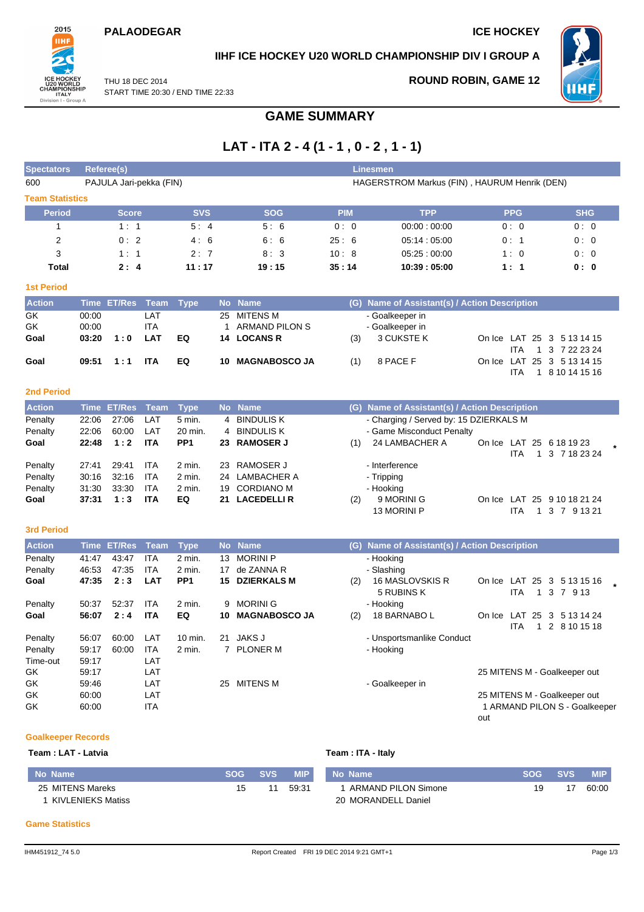**PALAODEGAR** — **ICE HOCKEY**

**IIHF ICE HOCKEY U20 WORLD CHAMPIONSHIP DIV I GROUP A**

THU 18 DEC 2014
START TIME 20:30 / END TIME 22:33

**ROUND ROBIN, GAME 12**

# GAME SUMMARY

## LAT - ITA 2 - 4 (1 - 1 , 0 - 2 , 1 - 1)

| Spectators | Referee(s) | Linesmen |
|---|---|---|
| 600 | PAJULA Jari-pekka (FIN) | HAGERSTROM Markus (FIN) , HAURUM Henrik (DEN) |

### Team Statistics

| Period | Score | SVS | SOG | PIM | TPP | PPG | SHG |
|---|---|---|---|---|---|---|---|
| 1 | 1 : 1 | 5 : 4 | 5 : 6 | 0 : 0 | 00:00 : 00:00 | 0 : 0 | 0 : 0 |
| 2 | 0 : 2 | 4 : 6 | 6 : 6 | 25 : 6 | 05:14 : 05:00 | 0 : 1 | 0 : 0 |
| 3 | 1 : 1 | 2 : 7 | 8 : 3 | 10 : 8 | 05:25 : 00:00 | 1 : 0 | 0 : 0 |
| **Total** | **2 : 4** | **11 : 17** | **19 : 15** | **35 : 14** | **10:39 : 05:00** | **1 : 1** | **0 : 0** |

### 1st Period

| Action | Time | ET/Res | Team | Type | No | Name | (G) | Name of Assistant(s) / Action Description | |
|---|---|---|---|---|---|---|---|---|---|
| GK | 00:00 | | LAT | | 25 | MITENS M | | - Goalkeeper in | |
| GK | 00:00 | | ITA | | 1 | ARMAND PILON S | | - Goalkeeper in | |
| **Goal** | **03:20** | **1 : 0** | **LAT** | **EQ** | **14** | **LOCANS R** | (3) | 3 CUKSTE K | On Ice LAT 25 3 5 13 14 15 / ITA 1 3 7 22 23 24 |
| **Goal** | **09:51** | **1 : 1** | **ITA** | **EQ** | **10** | **MAGNABOSCO JA** | (1) | 8 PACE F | On Ice LAT 25 3 5 13 14 15 / ITA 1 8 10 14 15 16 |

### 2nd Period

| Action | Time | ET/Res | Team | Type | No | Name | (G) | Name of Assistant(s) / Action Description | |
|---|---|---|---|---|---|---|---|---|---|
| Penalty | 22:06 | 27:06 | LAT | 5 min. | 4 | BINDULIS K | | - Charging / Served by: 15 DZIERKALS M | |
| Penalty | 22:06 | 60:00 | LAT | 20 min. | 4 | BINDULIS K | | - Game Misconduct Penalty | |
| **Goal** | **22:48** | **1 : 2** | **ITA** | **PP1** | **23** | **RAMOSER J** | (1) | 24 LAMBACHER A | On Ice LAT 25 6 18 19 23 / ITA 1 3 7 18 23 24 * |
| Penalty | 27:41 | 29:41 | ITA | 2 min. | 23 | RAMOSER J | | - Interference | |
| Penalty | 30:16 | 32:16 | ITA | 2 min. | 24 | LAMBACHER A | | - Tripping | |
| Penalty | 31:30 | 33:30 | ITA | 2 min. | 19 | CORDIANO M | | - Hooking | |
| **Goal** | **37:31** | **1 : 3** | **ITA** | **EQ** | **21** | **LACEDELLI R** | (2) | 9 MORINI G, 13 MORINI P | On Ice LAT 25 9 10 18 21 24 / ITA 1 3 7 9 13 21 |

### 3rd Period

| Action | Time | ET/Res | Team | Type | No | Name | (G) | Name of Assistant(s) / Action Description | |
|---|---|---|---|---|---|---|---|---|---|
| Penalty | 41:47 | 43:47 | ITA | 2 min. | 13 | MORINI P | | - Hooking | |
| Penalty | 46:53 | 47:35 | ITA | 2 min. | 17 | de ZANNA R | | - Slashing | |
| **Goal** | **47:35** | **2 : 3** | **LAT** | **PP1** | **15** | **DZIERKALS M** | (2) | 16 MASLOVSKIS R, 5 RUBINS K | On Ice LAT 25 3 5 13 15 16 / ITA 1 3 7 9 13 * |
| Penalty | 50:37 | 52:37 | ITA | 2 min. | 9 | MORINI G | | - Hooking | |
| **Goal** | **56:07** | **2 : 4** | **ITA** | **EQ** | **10** | **MAGNABOSCO JA** | (2) | 18 BARNABO L | On Ice LAT 25 3 5 13 14 24 / ITA 1 2 8 10 15 18 |
| Penalty | 56:07 | 60:00 | LAT | 10 min. | 21 | JAKS J | | - Unsportsmanlike Conduct | |
| Penalty | 59:17 | 60:00 | ITA | 2 min. | 7 | PLONER M | | - Hooking | |
| Time-out | 59:17 | | LAT | | | | | | |
| GK | 59:17 | | LAT | | | | | | 25 MITENS M - Goalkeeper out |
| GK | 59:46 | | LAT | | 25 | MITENS M | | - Goalkeeper in | |
| GK | 60:00 | | LAT | | | | | | 25 MITENS M - Goalkeeper out |
| GK | 60:00 | | ITA | | | | | | 1 ARMAND PILON S - Goalkeeper out |

### Goalkeeper Records

**Team : LAT - Latvia**

| No Name | SOG | SVS | MIP |
|---|---|---|---|
| 25 MITENS Mareks | 15 | 11 | 59:31 |
| 1 KIVLENIEKS Matiss | | | |

**Team : ITA - Italy**

| No Name | SOG | SVS | MIP |
|---|---|---|---|
| 1 ARMAND PILON Simone | 19 | 17 | 60:00 |
| 20 MORANDELL Daniel | | | |

### Game Statistics

IHM451912_74 5.0 — Report Created FRI 19 DEC 2014 9:21 GMT+1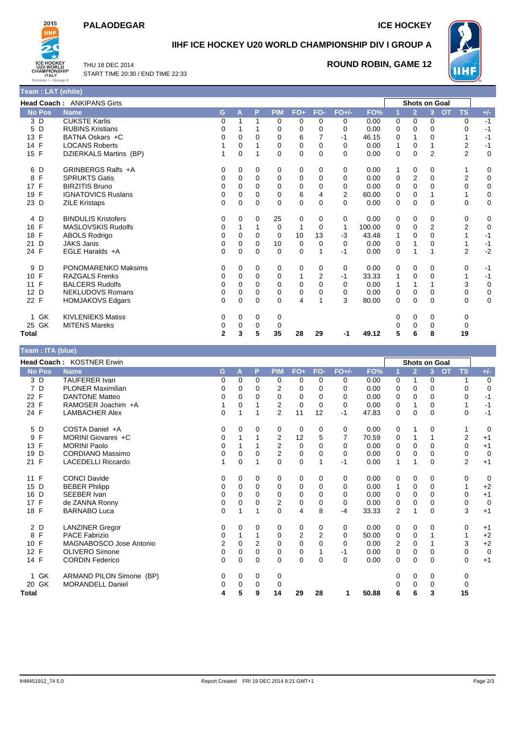# PALAODEGAR

# ICE HOCKEY

## IIHF ICE HOCKEY U20 WORLD CHAMPIONSHIP DIV I GROUP A

THU 18 DEC 2014
START TIME 20:30 / END TIME 22:33

**ROUND ROBIN, GAME 12**

### Team : LAT (white)

**Head Coach :** ANKIPANS Girts

| No | Pos | Name | G | A | P | PIM | FO+ | FO- | FO+/- | FO% | Shots on Goal 1 | 2 | 3 | OT | TS | +/- |
|---|---|---|---|---|---|---|---|---|---|---|---|---|---|---|---|---|
| 3 | D | CUKSTE Karlis | 0 | 1 | 1 | 0 | 0 | 0 | 0 | 0.00 | 0 | 0 | 0 | | 0 | -1 |
| 5 | D | RUBINS Kristians | 0 | 1 | 1 | 0 | 0 | 0 | 0 | 0.00 | 0 | 0 | 0 | | 0 | -1 |
| 13 | F | BATNA Oskars +C | 0 | 0 | 0 | 0 | 6 | 7 | -1 | 46.15 | 0 | 1 | 0 | | 1 | -1 |
| 14 | F | LOCANS Roberts | 1 | 0 | 1 | 0 | 0 | 0 | 0 | 0.00 | 1 | 0 | 1 | | 2 | -1 |
| 15 | F | DZIERKALS Martins (BP) | 1 | 0 | 1 | 0 | 0 | 0 | 0 | 0.00 | 0 | 0 | 2 | | 2 | 0 |
| 6 | D | GRINBERGS Ralfs +A | 0 | 0 | 0 | 0 | 0 | 0 | 0 | 0.00 | 1 | 0 | 0 | | 1 | 0 |
| 8 | F | SPRUKTS Gatis | 0 | 0 | 0 | 0 | 0 | 0 | 0 | 0.00 | 0 | 2 | 0 | | 2 | 0 |
| 17 | F | BIRZITIS Bruno | 0 | 0 | 0 | 0 | 0 | 0 | 0 | 0.00 | 0 | 0 | 0 | | 0 | 0 |
| 19 | F | IGNATOVICS Ruslans | 0 | 0 | 0 | 0 | 6 | 4 | 2 | 60.00 | 0 | 0 | 1 | | 1 | 0 |
| 23 | D | ZILE Kristaps | 0 | 0 | 0 | 0 | 0 | 0 | 0 | 0.00 | 0 | 0 | 0 | | 0 | 0 |
| 4 | D | BINDULIS Kristofers | 0 | 0 | 0 | 25 | 0 | 0 | 0 | 0.00 | 0 | 0 | 0 | | 0 | 0 |
| 16 | F | MASLOVSKIS Rudolfs | 0 | 1 | 1 | 0 | 1 | 0 | 1 | 100.00 | 0 | 0 | 2 | | 2 | 0 |
| 18 | F | ABOLS Rodrigo | 0 | 0 | 0 | 0 | 10 | 13 | -3 | 43.48 | 1 | 0 | 0 | | 1 | -1 |
| 21 | D | JAKS Janis | 0 | 0 | 0 | 10 | 0 | 0 | 0 | 0.00 | 0 | 1 | 0 | | 1 | -1 |
| 24 | F | EGLE Haralds +A | 0 | 0 | 0 | 0 | 0 | 1 | -1 | 0.00 | 0 | 1 | 1 | | 2 | -2 |
| 9 | D | PONOMARENKO Maksims | 0 | 0 | 0 | 0 | 0 | 0 | 0 | 0.00 | 0 | 0 | 0 | | 0 | -1 |
| 10 | F | RAZGALS Frenks | 0 | 0 | 0 | 0 | 1 | 2 | -1 | 33.33 | 1 | 0 | 0 | | 1 | -1 |
| 11 | F | BALCERS Rudolfs | 0 | 0 | 0 | 0 | 0 | 0 | 0 | 0.00 | 1 | 1 | 1 | | 3 | 0 |
| 12 | D | NEKLUDOVS Romans | 0 | 0 | 0 | 0 | 0 | 0 | 0 | 0.00 | 0 | 0 | 0 | | 0 | 0 |
| 22 | F | HOMJAKOVS Edgars | 0 | 0 | 0 | 0 | 4 | 1 | 3 | 80.00 | 0 | 0 | 0 | | 0 | 0 |
| 1 | GK | KIVLENIEKS Matiss | 0 | 0 | 0 | 0 | | | | | 0 | 0 | 0 | | 0 | |
| 25 | GK | MITENS Mareks | 0 | 0 | 0 | 0 | | | | | 0 | 0 | 0 | | 0 | |
| **Total** | | | **2** | **3** | **5** | **35** | **28** | **29** | **-1** | **49.12** | **5** | **6** | **8** | | **19** | |

### Team : ITA (blue)

**Head Coach :** KOSTNER Erwin

| No | Pos | Name | G | A | P | PIM | FO+ | FO- | FO+/- | FO% | Shots on Goal 1 | 2 | 3 | OT | TS | +/- |
|---|---|---|---|---|---|---|---|---|---|---|---|---|---|---|---|---|
| 3 | D | TAUFERER Ivan | 0 | 0 | 0 | 0 | 0 | 0 | 0 | 0.00 | 0 | 1 | 0 | | 1 | 0 |
| 7 | D | PLONER Maximilian | 0 | 0 | 0 | 2 | 0 | 0 | 0 | 0.00 | 0 | 0 | 0 | | 0 | 0 |
| 22 | F | DANTONE Matteo | 0 | 0 | 0 | 0 | 0 | 0 | 0 | 0.00 | 0 | 0 | 0 | | 0 | -1 |
| 23 | F | RAMOSER Joachim +A | 1 | 0 | 1 | 2 | 0 | 0 | 0 | 0.00 | 0 | 1 | 0 | | 1 | -1 |
| 24 | F | LAMBACHER Alex | 0 | 1 | 1 | 2 | 11 | 12 | -1 | 47.83 | 0 | 0 | 0 | | 0 | -1 |
| 5 | D | COSTA Daniel +A | 0 | 0 | 0 | 0 | 0 | 0 | 0 | 0.00 | 0 | 1 | 0 | | 1 | 0 |
| 9 | F | MORINI Giovanni +C | 0 | 1 | 1 | 2 | 12 | 5 | 7 | 70.59 | 0 | 1 | 1 | | 2 | +1 |
| 13 | F | MORINI Paolo | 0 | 1 | 1 | 2 | 0 | 0 | 0 | 0.00 | 0 | 0 | 0 | | 0 | +1 |
| 19 | D | CORDIANO Massimo | 0 | 0 | 0 | 2 | 0 | 0 | 0 | 0.00 | 0 | 0 | 0 | | 0 | 0 |
| 21 | F | LACEDELLI Riccardo | 1 | 0 | 1 | 0 | 0 | 1 | -1 | 0.00 | 1 | 1 | 0 | | 2 | +1 |
| 11 | F | CONCI Davide | 0 | 0 | 0 | 0 | 0 | 0 | 0 | 0.00 | 0 | 0 | 0 | | 0 | 0 |
| 15 | D | BEBER Philipp | 0 | 0 | 0 | 0 | 0 | 0 | 0 | 0.00 | 1 | 0 | 0 | | 1 | +2 |
| 16 | D | SEEBER Ivan | 0 | 0 | 0 | 0 | 0 | 0 | 0 | 0.00 | 0 | 0 | 0 | | 0 | +1 |
| 17 | F | de ZANNA Ronny | 0 | 0 | 0 | 2 | 0 | 0 | 0 | 0.00 | 0 | 0 | 0 | | 0 | 0 |
| 18 | F | BARNABO Luca | 0 | 1 | 1 | 0 | 4 | 8 | -4 | 33.33 | 2 | 1 | 0 | | 3 | +1 |
| 2 | D | LANZINER Gregor | 0 | 0 | 0 | 0 | 0 | 0 | 0 | 0.00 | 0 | 0 | 0 | | 0 | +1 |
| 8 | F | PACE Fabrizio | 0 | 1 | 1 | 0 | 2 | 2 | 0 | 50.00 | 0 | 0 | 1 | | 1 | +2 |
| 10 | F | MAGNABOSCO Jose Antonio | 2 | 0 | 2 | 0 | 0 | 0 | 0 | 0.00 | 2 | 0 | 1 | | 3 | +2 |
| 12 | F | OLIVERO Simone | 0 | 0 | 0 | 0 | 0 | 1 | -1 | 0.00 | 0 | 0 | 0 | | 0 | 0 |
| 14 | F | CORDIN Federico | 0 | 0 | 0 | 0 | 0 | 0 | 0 | 0.00 | 0 | 0 | 0 | | 0 | +1 |
| 1 | GK | ARMAND PILON Simone (BP) | 0 | 0 | 0 | 0 | | | | | 0 | 0 | 0 | | 0 | |
| 20 | GK | MORANDELL Daniel | 0 | 0 | 0 | 0 | | | | | 0 | 0 | 0 | | 0 | |
| **Total** | | | **4** | **5** | **9** | **14** | **29** | **28** | **1** | **50.88** | **6** | **6** | **3** | | **15** | |

IHM451912_74 5.0 Report Created FRI 19 DEC 2014 9:21 GMT+1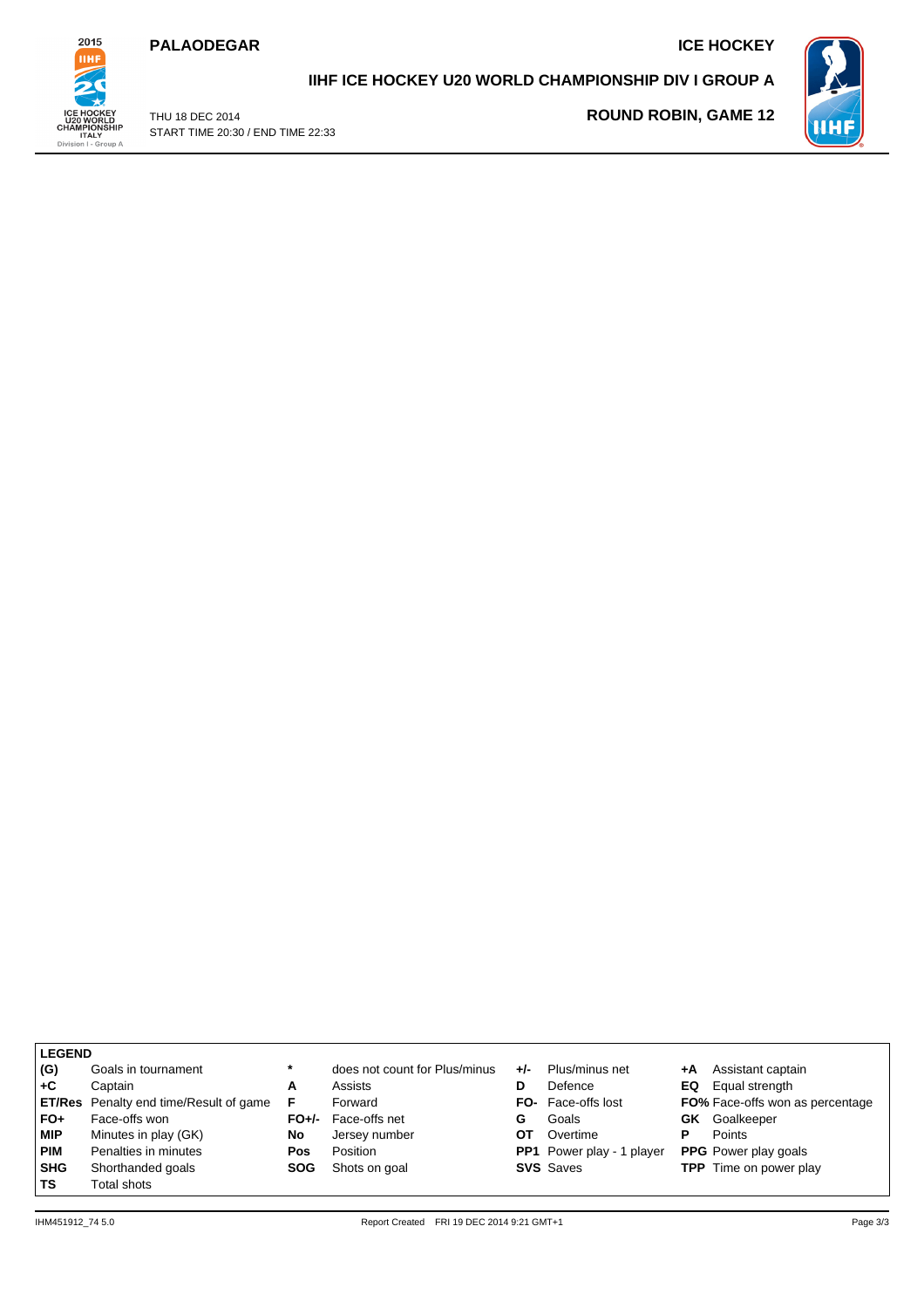**LEGEND**

| | | | | | | | |
|---|---|---|---|---|---|---|---|
| **(G)** | Goals in tournament | **\*** | does not count for Plus/minus | **+/-** | Plus/minus net | **+A** | Assistant captain |
| **+C** | Captain | **A** | Assists | **D** | Defence | **EQ** | Equal strength |
| **ET/Res** | Penalty end time/Result of game | **F** | Forward | **FO-** | Face-offs lost | **FO%** | Face-offs won as percentage |
| **FO+** | Face-offs won | **FO+/-** | Face-offs net | **G** | Goals | **GK** | Goalkeeper |
| **MIP** | Minutes in play (GK) | **No** | Jersey number | **OT** | Overtime | **P** | Points |
| **PIM** | Penalties in minutes | **Pos** | Position | **PP1** | Power play - 1 player | **PPG** | Power play goals |
| **SHG** | Shorthanded goals | **SOG** | Shots on goal | **SVS** | Saves | **TPP** | Time on power play |
| **TS** | Total shots | | | | | | |

IHM451912_74 5.0 Report Created FRI 19 DEC 2014 9:21 GMT+1